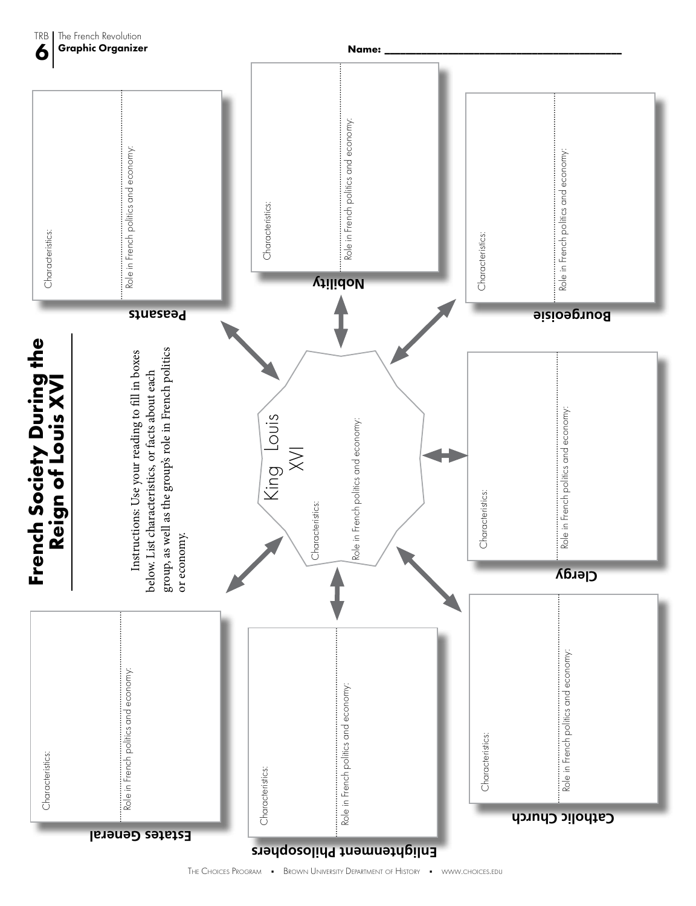**The French Revolution**
**Graphic Organizer**

**Name:** ________________________________________

# French Society During the Reign of Louis XVI

Instructions: Use your reading to fill in boxes below. List characteristics, or facts about each group, as well as the group's role in French politics or economy.

## King Louis XVI

Characteristics:

Role in French politics and economy:

## Peasants

Characteristics:

Role in French politics and economy:

## Nobility

Characteristics:

Role in French politics and economy:

## Bourgeoisie

Characteristics:

Role in French politics and economy:

## Clergy

Characteristics:

Role in French politics and economy:

## Catholic Church

Characteristics:

Role in French politics and economy:

## Enlightenment Philosophers

Characteristics:

Role in French politics and economy:

## Estates General

Characteristics:

Role in French politics and economy: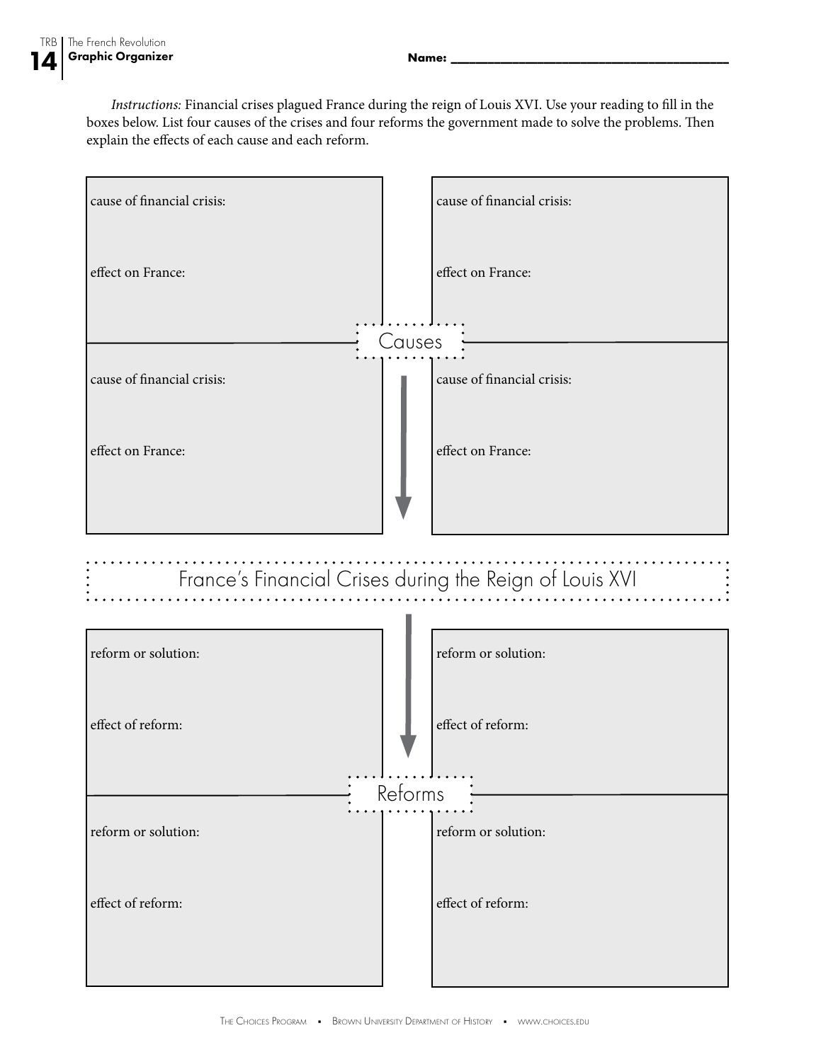Name: ________________________________________

*Instructions:* Financial crises plagued France during the reign of Louis XVI. Use your reading to fill in the boxes below. List four causes of the crises and four reforms the government made to solve the problems. Then explain the effects of each cause and each reform.

## Causes

cause of financial crisis:

effect on France:

cause of financial crisis:

effect on France:

cause of financial crisis:

effect on France:

cause of financial crisis:

effect on France:

## France's Financial Crises during the Reign of Louis XVI

## Reforms

reform or solution:

effect of reform:

reform or solution:

effect of reform:

reform or solution:

effect of reform:

reform or solution:

effect of reform: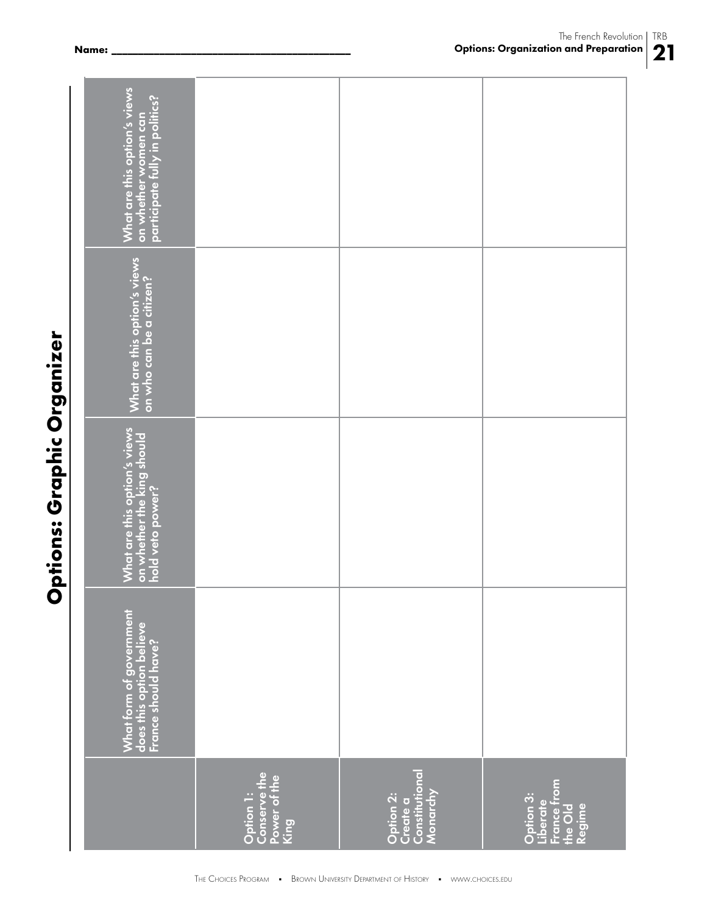Name: ________________________________________

# Options: Graphic Organizer

| | What form of government does this option believe France should have? | What are this option's views on whether the king should hold veto power? | What are this option's views on who can be a citizen? | What are this option's views on whether women can participate fully in politics? |
|---|---|---|---|---|
| Option 1: Conserve the Power of the King | | | | |
| Option 2: Create a Constitutional Monarchy | | | | |
| Option 3: Liberate France from the Old Regime | | | | |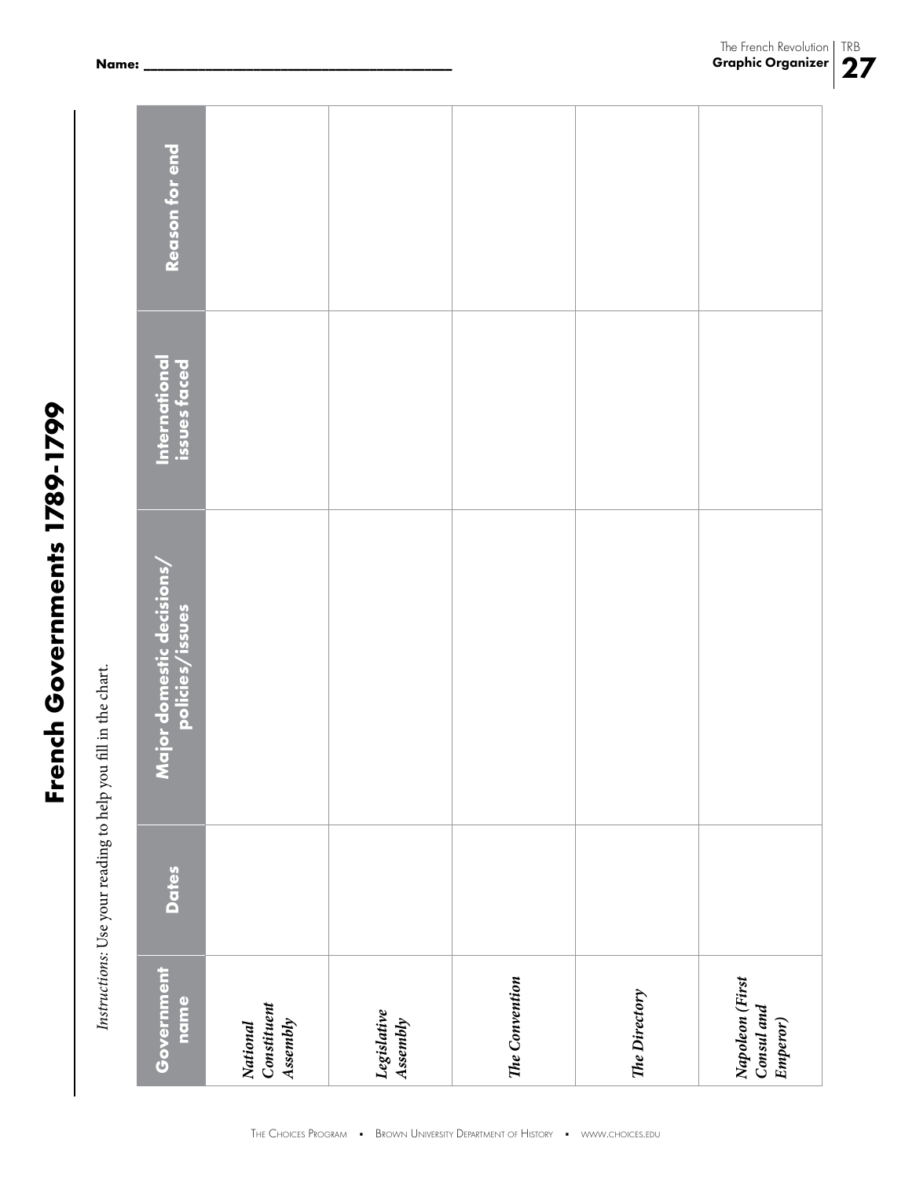**Name: ______________________________________**

# French Governments 1789-1799

*Instructions:* Use your reading to help you fill in the chart.

| Government name | Dates | Major domestic decisions/ policies/issues | International issues faced | Reason for end |
|---|---|---|---|---|
| *National Constituent Assembly* | | | | |
| *Legislative Assembly* | | | | |
| *The Convention* | | | | |
| *The Directory* | | | | |
| *Napoleon (First Consul and Emperor)* | | | | |